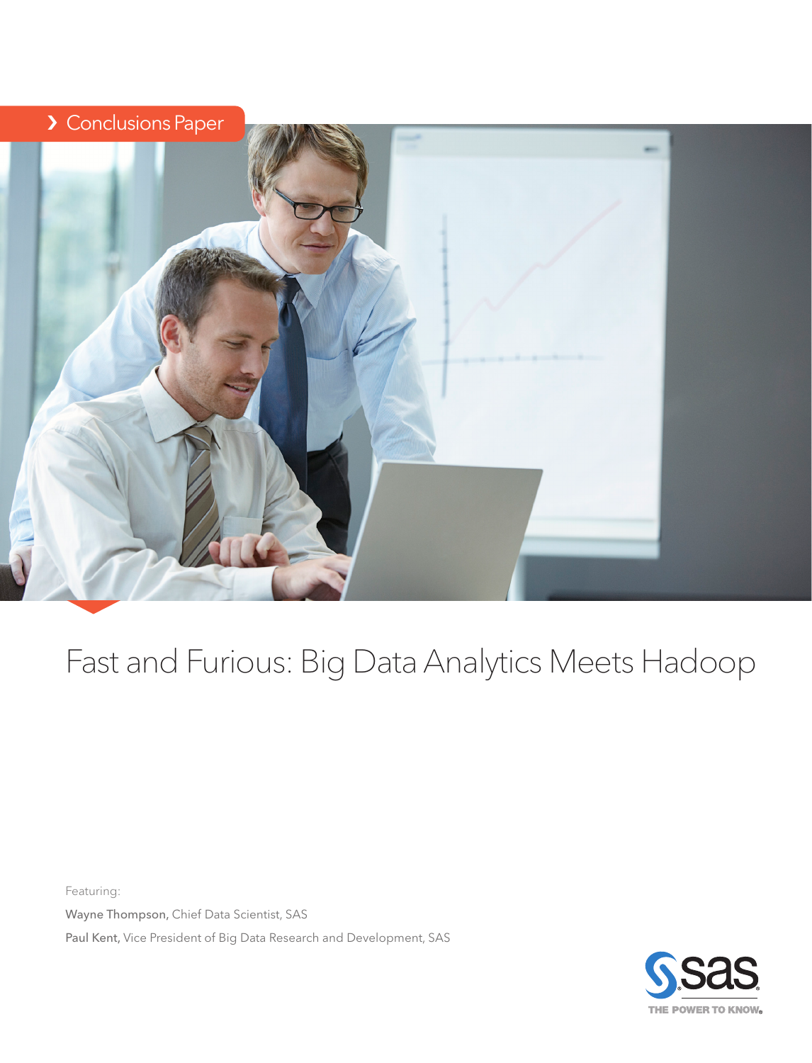Conclusions Paper

# Fast and Furious: Big Data Analytics Meets Hadoop

Featuring:

**Wayne Thompson**, Chief Data Scientist, SAS

**Paul Kent**, Vice President of Big Data Research and Development, SAS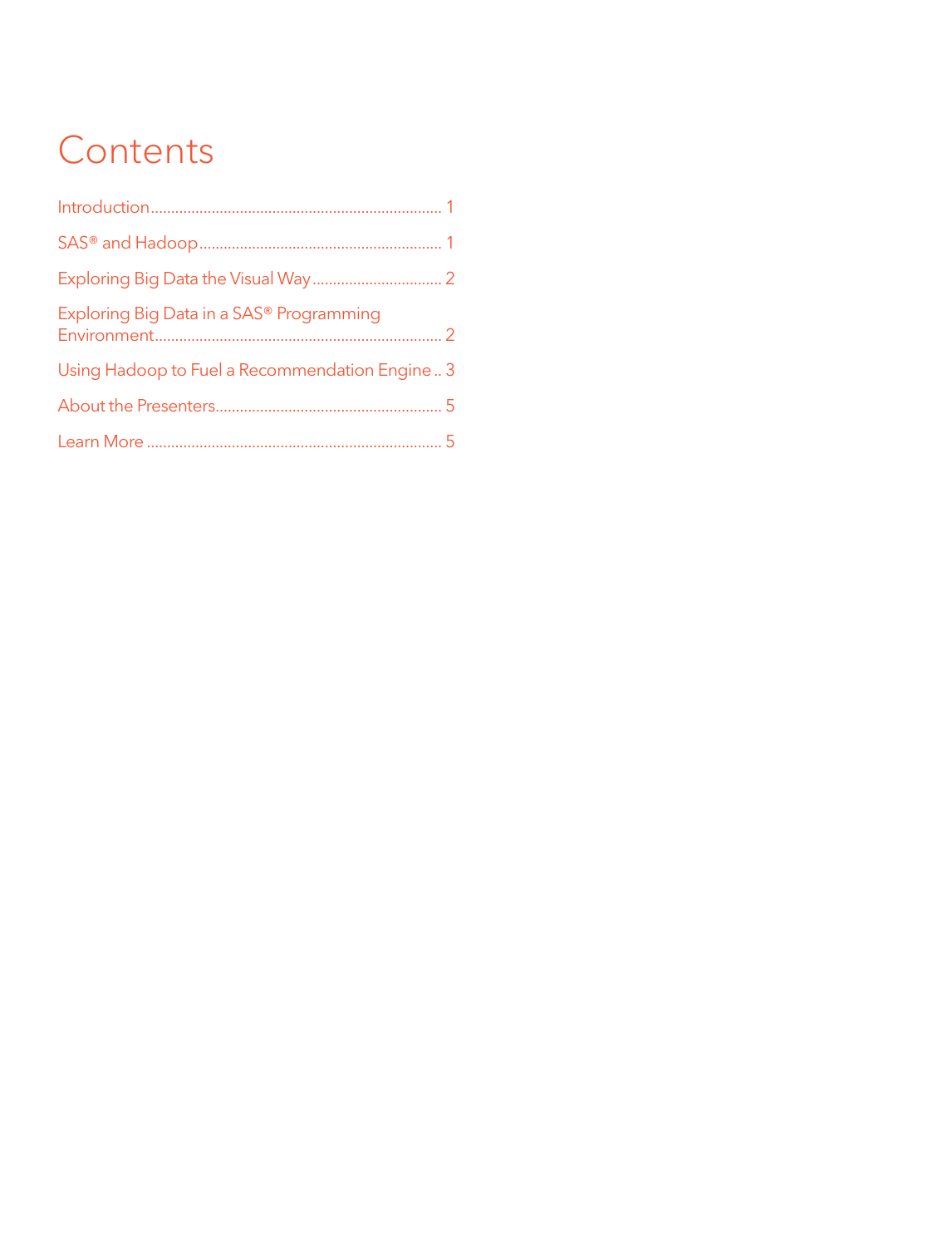# Contents

Introduction....................................................................... 1

SAS® and Hadoop........................................................... 1

Exploring Big Data the Visual Way................................ 2

Exploring Big Data in a SAS® Programming Environment...................................................................... 2

Using Hadoop to Fuel a Recommendation Engine .. 3

About the Presenters........................................................ 5

Learn More ........................................................................ 5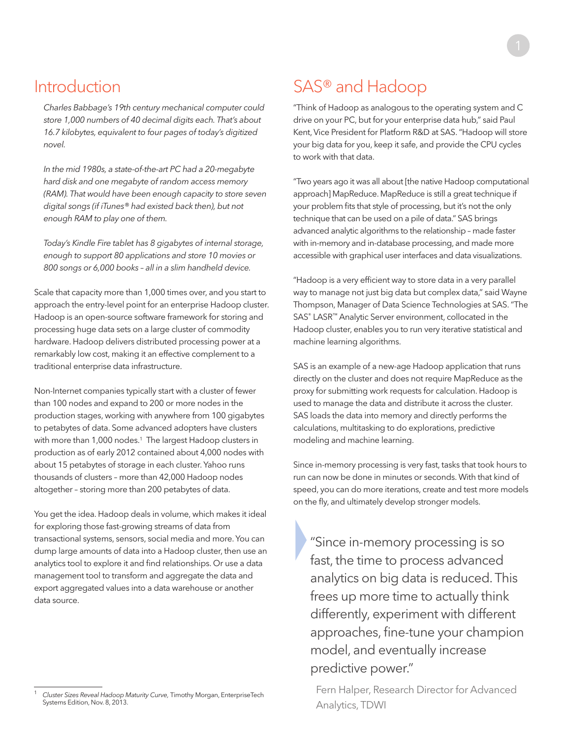## Introduction

*Charles Babbage's 19th century mechanical computer could store 1,000 numbers of 40 decimal digits each. That's about 16.7 kilobytes, equivalent to four pages of today's digitized novel.*

*In the mid 1980s, a state-of-the-art PC had a 20-megabyte hard disk and one megabyte of random access memory (RAM). That would have been enough capacity to store seven digital songs (if iTunes® had existed back then), but not enough RAM to play one of them.*

*Today's Kindle Fire tablet has 8 gigabytes of internal storage, enough to support 80 applications and store 10 movies or 800 songs or 6,000 books – all in a slim handheld device.*

Scale that capacity more than 1,000 times over, and you start to approach the entry-level point for an enterprise Hadoop cluster. Hadoop is an open-source software framework for storing and processing huge data sets on a large cluster of commodity hardware. Hadoop delivers distributed processing power at a remarkably low cost, making it an effective complement to a traditional enterprise data infrastructure.

Non-Internet companies typically start with a cluster of fewer than 100 nodes and expand to 200 or more nodes in the production stages, working with anywhere from 100 gigabytes to petabytes of data. Some advanced adopters have clusters with more than 1,000 nodes.[1] The largest Hadoop clusters in production as of early 2012 contained about 4,000 nodes with about 15 petabytes of storage in each cluster. Yahoo runs thousands of clusters – more than 42,000 Hadoop nodes altogether – storing more than 200 petabytes of data.

You get the idea. Hadoop deals in volume, which makes it ideal for exploring those fast-growing streams of data from transactional systems, sensors, social media and more. You can dump large amounts of data into a Hadoop cluster, then use an analytics tool to explore it and find relationships. Or use a data management tool to transform and aggregate the data and export aggregated values into a data warehouse or another data source.

[1] *Cluster Sizes Reveal Hadoop Maturity Curve,* Timothy Morgan, EnterpriseTech Systems Edition, Nov. 8, 2013.

## SAS® and Hadoop

"Think of Hadoop as analogous to the operating system and C drive on your PC, but for your enterprise data hub," said Paul Kent, Vice President for Platform R&D at SAS. "Hadoop will store your big data for you, keep it safe, and provide the CPU cycles to work with that data.

"Two years ago it was all about [the native Hadoop computational approach] MapReduce. MapReduce is still a great technique if your problem fits that style of processing, but it's not the only technique that can be used on a pile of data." SAS brings advanced analytic algorithms to the relationship – made faster with in-memory and in-database processing, and made more accessible with graphical user interfaces and data visualizations.

"Hadoop is a very efficient way to store data in a very parallel way to manage not just big data but complex data," said Wayne Thompson, Manager of Data Science Technologies at SAS. "The SAS® LASR™ Analytic Server environment, collocated in the Hadoop cluster, enables you to run very iterative statistical and machine learning algorithms.

SAS is an example of a new-age Hadoop application that runs directly on the cluster and does not require MapReduce as the proxy for submitting work requests for calculation. Hadoop is used to manage the data and distribute it across the cluster. SAS loads the data into memory and directly performs the calculations, multitasking to do explorations, predictive modeling and machine learning.

Since in-memory processing is very fast, tasks that took hours to run can now be done in minutes or seconds. With that kind of speed, you can do more iterations, create and test more models on the fly, and ultimately develop stronger models.

> "Since in-memory processing is so fast, the time to process advanced analytics on big data is reduced. This frees up more time to actually think differently, experiment with different approaches, fine-tune your champion model, and eventually increase predictive power."
>
> Fern Halper, Research Director for Advanced Analytics, TDWI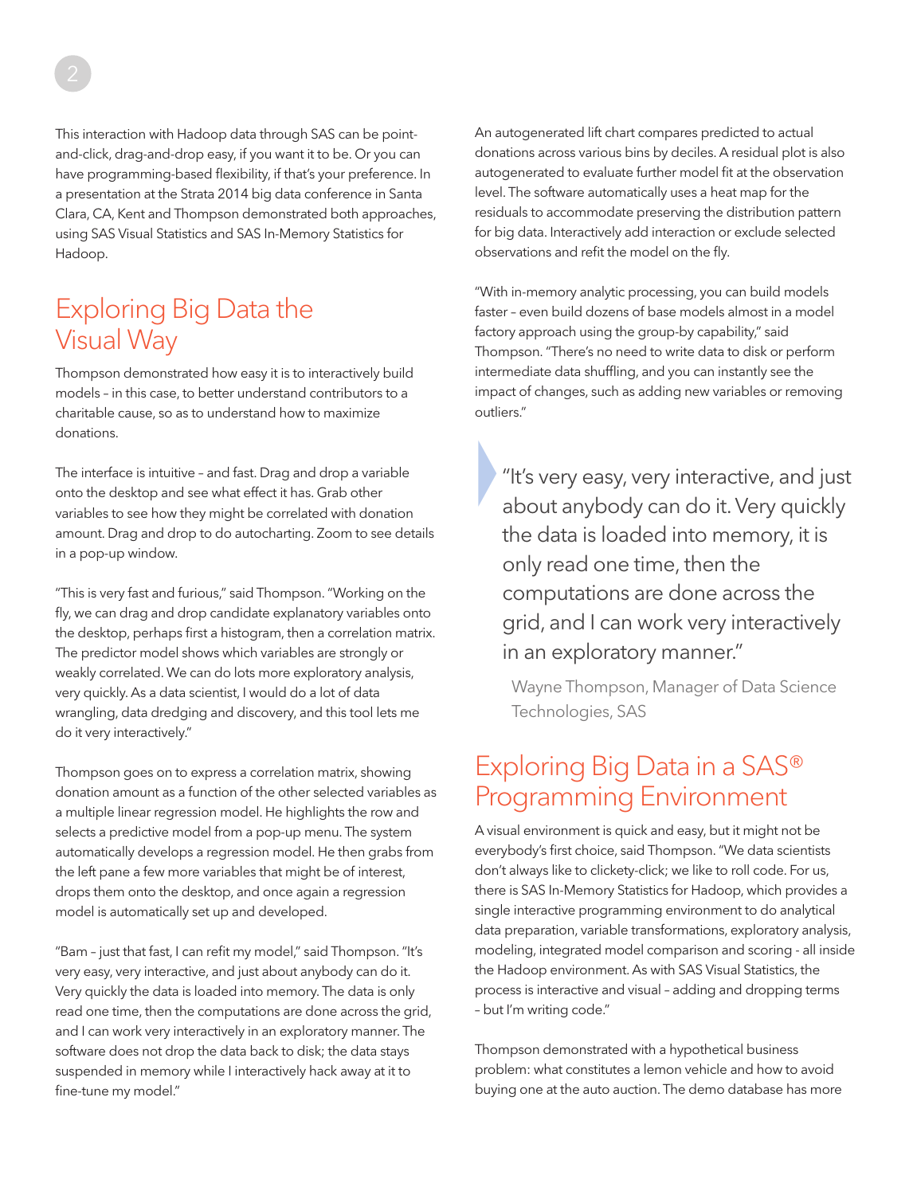This interaction with Hadoop data through SAS can be point-and-click, drag-and-drop easy, if you want it to be. Or you can have programming-based flexibility, if that's your preference. In a presentation at the Strata 2014 big data conference in Santa Clara, CA, Kent and Thompson demonstrated both approaches, using SAS Visual Statistics and SAS In-Memory Statistics for Hadoop.

## Exploring Big Data the Visual Way

Thompson demonstrated how easy it is to interactively build models – in this case, to better understand contributors to a charitable cause, so as to understand how to maximize donations.

The interface is intuitive – and fast. Drag and drop a variable onto the desktop and see what effect it has. Grab other variables to see how they might be correlated with donation amount. Drag and drop to do autocharting. Zoom to see details in a pop-up window.

"This is very fast and furious," said Thompson. "Working on the fly, we can drag and drop candidate explanatory variables onto the desktop, perhaps first a histogram, then a correlation matrix. The predictor model shows which variables are strongly or weakly correlated. We can do lots more exploratory analysis, very quickly. As a data scientist, I would do a lot of data wrangling, data dredging and discovery, and this tool lets me do it very interactively."

Thompson goes on to express a correlation matrix, showing donation amount as a function of the other selected variables as a multiple linear regression model. He highlights the row and selects a predictive model from a pop-up menu. The system automatically develops a regression model. He then grabs from the left pane a few more variables that might be of interest, drops them onto the desktop, and once again a regression model is automatically set up and developed.

"Bam – just that fast, I can refit my model," said Thompson. "It's very easy, very interactive, and just about anybody can do it. Very quickly the data is loaded into memory. The data is only read one time, then the computations are done across the grid, and I can work very interactively in an exploratory manner. The software does not drop the data back to disk; the data stays suspended in memory while I interactively hack away at it to fine-tune my model."

An autogenerated lift chart compares predicted to actual donations across various bins by deciles. A residual plot is also autogenerated to evaluate further model fit at the observation level. The software automatically uses a heat map for the residuals to accommodate preserving the distribution pattern for big data. Interactively add interaction or exclude selected observations and refit the model on the fly.

"With in-memory analytic processing, you can build models faster – even build dozens of base models almost in a model factory approach using the group-by capability," said Thompson. "There's no need to write data to disk or perform intermediate data shuffling, and you can instantly see the impact of changes, such as adding new variables or removing outliers."

> "It's very easy, very interactive, and just about anybody can do it. Very quickly the data is loaded into memory, it is only read one time, then the computations are done across the grid, and I can work very interactively in an exploratory manner."
>
> Wayne Thompson, Manager of Data Science Technologies, SAS

## Exploring Big Data in a SAS® Programming Environment

A visual environment is quick and easy, but it might not be everybody's first choice, said Thompson. "We data scientists don't always like to clickety-click; we like to roll code. For us, there is SAS In-Memory Statistics for Hadoop, which provides a single interactive programming environment to do analytical data preparation, variable transformations, exploratory analysis, modeling, integrated model comparison and scoring - all inside the Hadoop environment. As with SAS Visual Statistics, the process is interactive and visual – adding and dropping terms – but I'm writing code."

Thompson demonstrated with a hypothetical business problem: what constitutes a lemon vehicle and how to avoid buying one at the auto auction. The demo database has more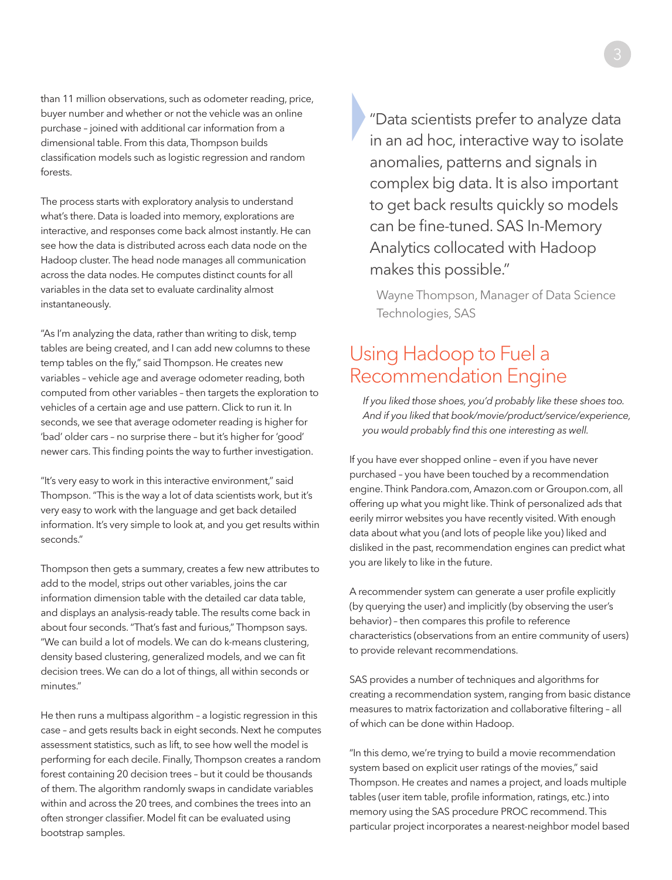than 11 million observations, such as odometer reading, price, buyer number and whether or not the vehicle was an online purchase – joined with additional car information from a dimensional table. From this data, Thompson builds classification models such as logistic regression and random forests.

The process starts with exploratory analysis to understand what's there. Data is loaded into memory, explorations are interactive, and responses come back almost instantly. He can see how the data is distributed across each data node on the Hadoop cluster. The head node manages all communication across the data nodes. He computes distinct counts for all variables in the data set to evaluate cardinality almost instantaneously.

"As I'm analyzing the data, rather than writing to disk, temp tables are being created, and I can add new columns to these temp tables on the fly," said Thompson. He creates new variables – vehicle age and average odometer reading, both computed from other variables – then targets the exploration to vehicles of a certain age and use pattern. Click to run it. In seconds, we see that average odometer reading is higher for 'bad' older cars – no surprise there – but it's higher for 'good' newer cars. This finding points the way to further investigation.

"It's very easy to work in this interactive environment," said Thompson. "This is the way a lot of data scientists work, but it's very easy to work with the language and get back detailed information. It's very simple to look at, and you get results within seconds."

Thompson then gets a summary, creates a few new attributes to add to the model, strips out other variables, joins the car information dimension table with the detailed car data table, and displays an analysis-ready table. The results come back in about four seconds. "That's fast and furious," Thompson says. "We can build a lot of models. We can do k-means clustering, density based clustering, generalized models, and we can fit decision trees. We can do a lot of things, all within seconds or minutes."

He then runs a multipass algorithm – a logistic regression in this case – and gets results back in eight seconds. Next he computes assessment statistics, such as lift, to see how well the model is performing for each decile. Finally, Thompson creates a random forest containing 20 decision trees – but it could be thousands of them. The algorithm randomly swaps in candidate variables within and across the 20 trees, and combines the trees into an often stronger classifier. Model fit can be evaluated using bootstrap samples.

> "Data scientists prefer to analyze data in an ad hoc, interactive way to isolate anomalies, patterns and signals in complex big data. It is also important to get back results quickly so models can be fine-tuned. SAS In-Memory Analytics collocated with Hadoop makes this possible."
>
> Wayne Thompson, Manager of Data Science Technologies, SAS

## Using Hadoop to Fuel a Recommendation Engine

*If you liked those shoes, you'd probably like these shoes too. And if you liked that book/movie/product/service/experience, you would probably find this one interesting as well.*

If you have ever shopped online – even if you have never purchased – you have been touched by a recommendation engine. Think Pandora.com, Amazon.com or Groupon.com, all offering up what you might like. Think of personalized ads that eerily mirror websites you have recently visited. With enough data about what you (and lots of people like you) liked and disliked in the past, recommendation engines can predict what you are likely to like in the future.

A recommender system can generate a user profile explicitly (by querying the user) and implicitly (by observing the user's behavior) – then compares this profile to reference characteristics (observations from an entire community of users) to provide relevant recommendations.

SAS provides a number of techniques and algorithms for creating a recommendation system, ranging from basic distance measures to matrix factorization and collaborative filtering – all of which can be done within Hadoop.

"In this demo, we're trying to build a movie recommendation system based on explicit user ratings of the movies," said Thompson. He creates and names a project, and loads multiple tables (user item table, profile information, ratings, etc.) into memory using the SAS procedure PROC recommend. This particular project incorporates a nearest-neighbor model based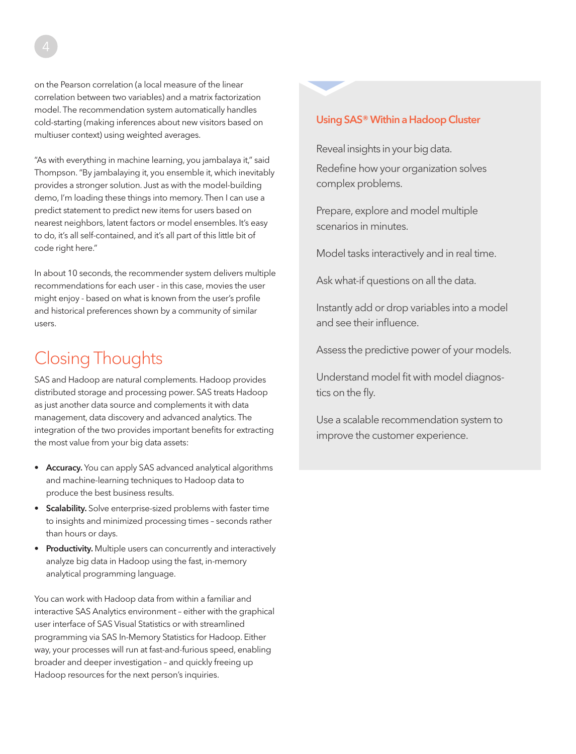on the Pearson correlation (a local measure of the linear correlation between two variables) and a matrix factorization model. The recommendation system automatically handles cold-starting (making inferences about new visitors based on multiuser context) using weighted averages.

"As with everything in machine learning, you jambalaya it," said Thompson. "By jambalaying it, you ensemble it, which inevitably provides a stronger solution. Just as with the model-building demo, I'm loading these things into memory. Then I can use a predict statement to predict new items for users based on nearest neighbors, latent factors or model ensembles. It's easy to do, it's all self-contained, and it's all part of this little bit of code right here."

In about 10 seconds, the recommender system delivers multiple recommendations for each user - in this case, movies the user might enjoy - based on what is known from the user's profile and historical preferences shown by a community of similar users.

## Closing Thoughts

SAS and Hadoop are natural complements. Hadoop provides distributed storage and processing power. SAS treats Hadoop as just another data source and complements it with data management, data discovery and advanced analytics. The integration of the two provides important benefits for extracting the most value from your big data assets:

- **Accuracy.** You can apply SAS advanced analytical algorithms and machine-learning techniques to Hadoop data to produce the best business results.
- **Scalability.** Solve enterprise-sized problems with faster time to insights and minimized processing times – seconds rather than hours or days.
- **Productivity.** Multiple users can concurrently and interactively analyze big data in Hadoop using the fast, in-memory analytical programming language.

You can work with Hadoop data from within a familiar and interactive SAS Analytics environment – either with the graphical user interface of SAS Visual Statistics or with streamlined programming via SAS In-Memory Statistics for Hadoop. Either way, your processes will run at fast-and-furious speed, enabling broader and deeper investigation – and quickly freeing up Hadoop resources for the next person's inquiries.

### Using SAS® Within a Hadoop Cluster

Reveal insights in your big data.

Redefine how your organization solves complex problems.

Prepare, explore and model multiple scenarios in minutes.

Model tasks interactively and in real time.

Ask what-if questions on all the data.

Instantly add or drop variables into a model and see their influence.

Assess the predictive power of your models.

Understand model fit with model diagnostics on the fly.

Use a scalable recommendation system to improve the customer experience.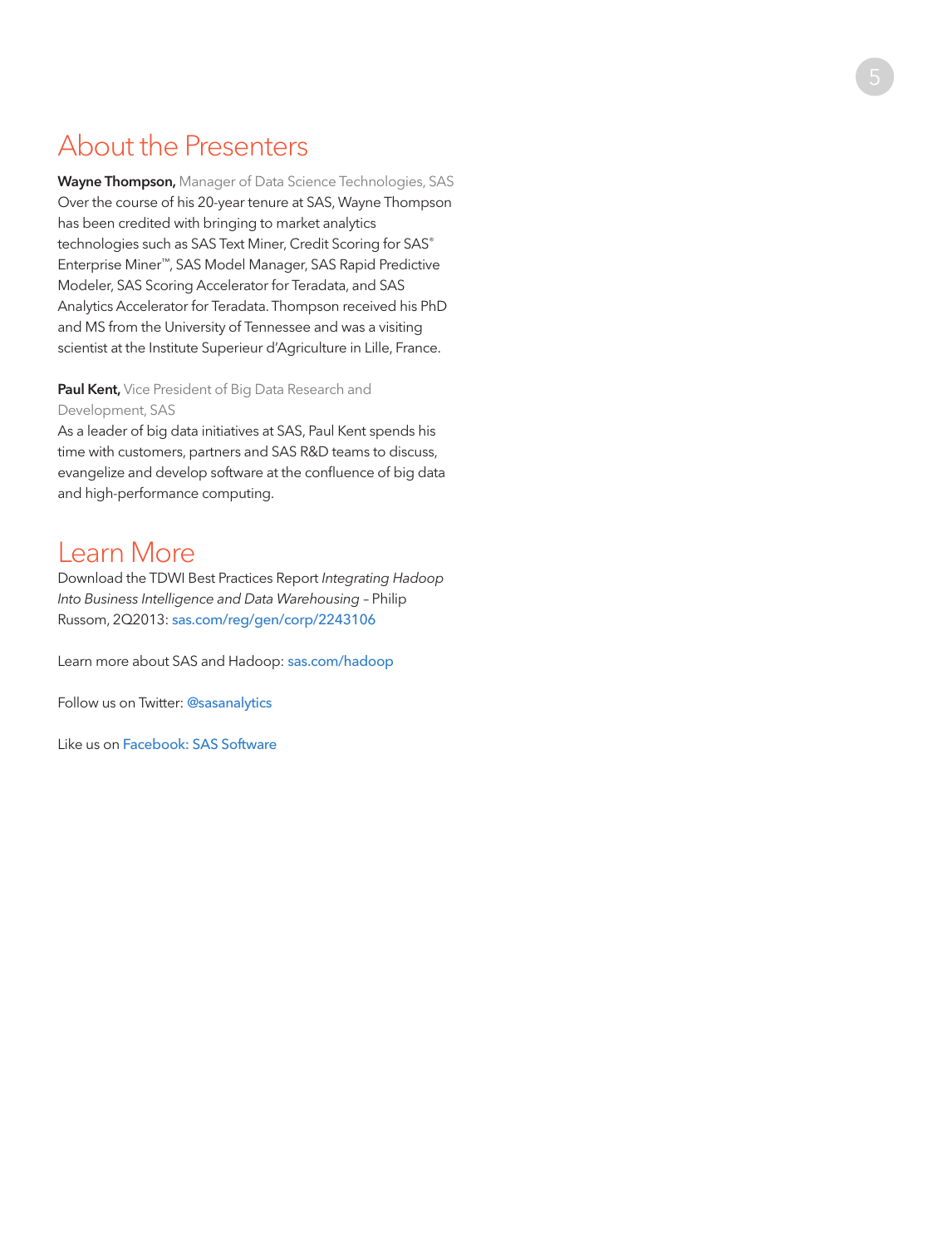# About the Presenters

**Wayne Thompson,** Manager of Data Science Technologies, SAS
Over the course of his 20-year tenure at SAS, Wayne Thompson has been credited with bringing to market analytics technologies such as SAS Text Miner, Credit Scoring for SAS® Enterprise Miner™, SAS Model Manager, SAS Rapid Predictive Modeler, SAS Scoring Accelerator for Teradata, and SAS Analytics Accelerator for Teradata. Thompson received his PhD and MS from the University of Tennessee and was a visiting scientist at the Institute Superieur d'Agriculture in Lille, France.

**Paul Kent,** Vice President of Big Data Research and Development, SAS
As a leader of big data initiatives at SAS, Paul Kent spends his time with customers, partners and SAS R&D teams to discuss, evangelize and develop software at the confluence of big data and high-performance computing.

# Learn More

Download the TDWI Best Practices Report *Integrating Hadoop Into Business Intelligence and Data Warehousing* – Philip Russom, 2Q2013: sas.com/reg/gen/corp/2243106

Learn more about SAS and Hadoop: sas.com/hadoop

Follow us on Twitter: @sasanalytics

Like us on Facebook: SAS Software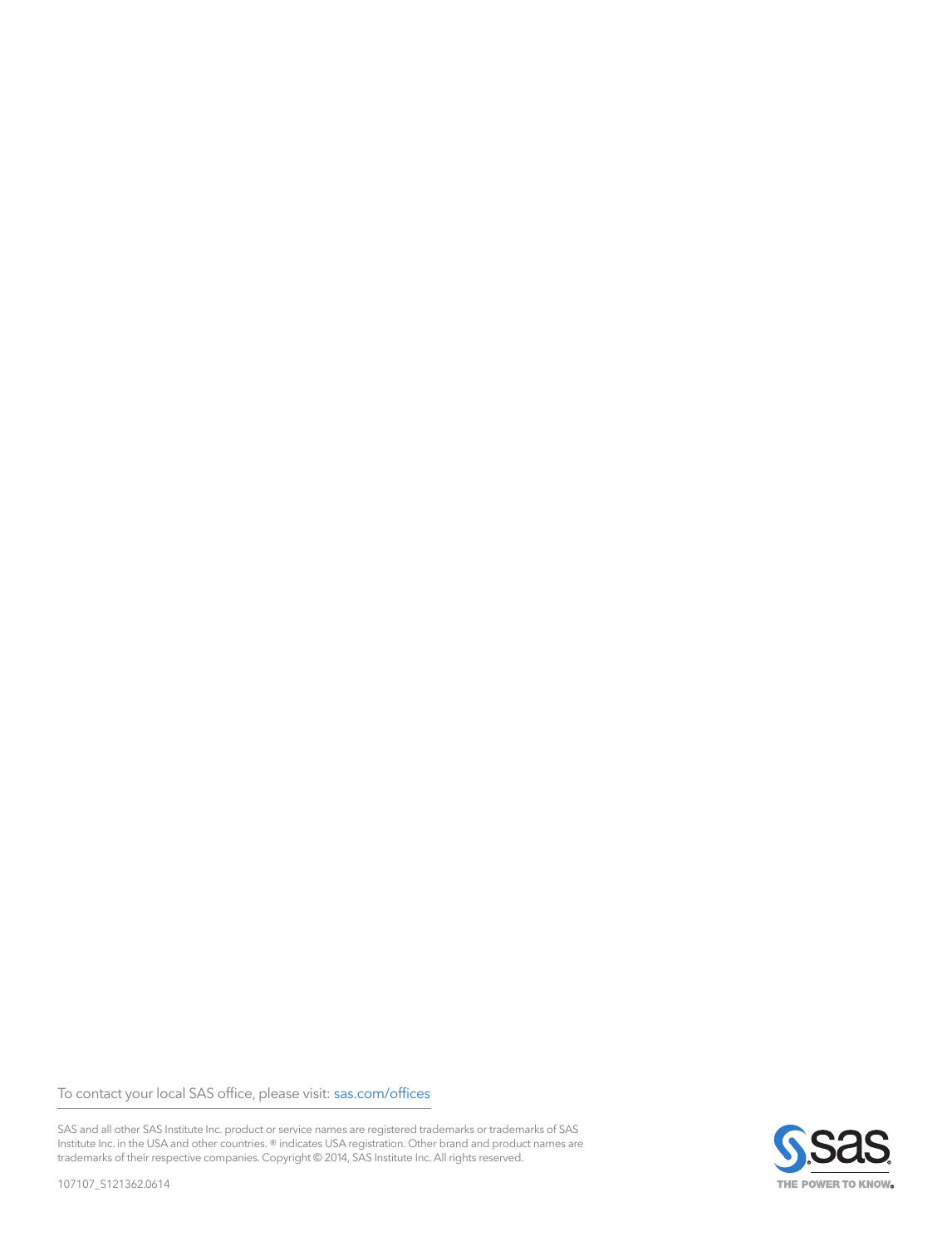To contact your local SAS office, please visit: sas.com/offices

SAS and all other SAS Institute Inc. product or service names are registered trademarks or trademarks of SAS Institute Inc. in the USA and other countries. ® indicates USA registration. Other brand and product names are trademarks of their respective companies. Copyright © 2014, SAS Institute Inc. All rights reserved.

107107_S121362.0614